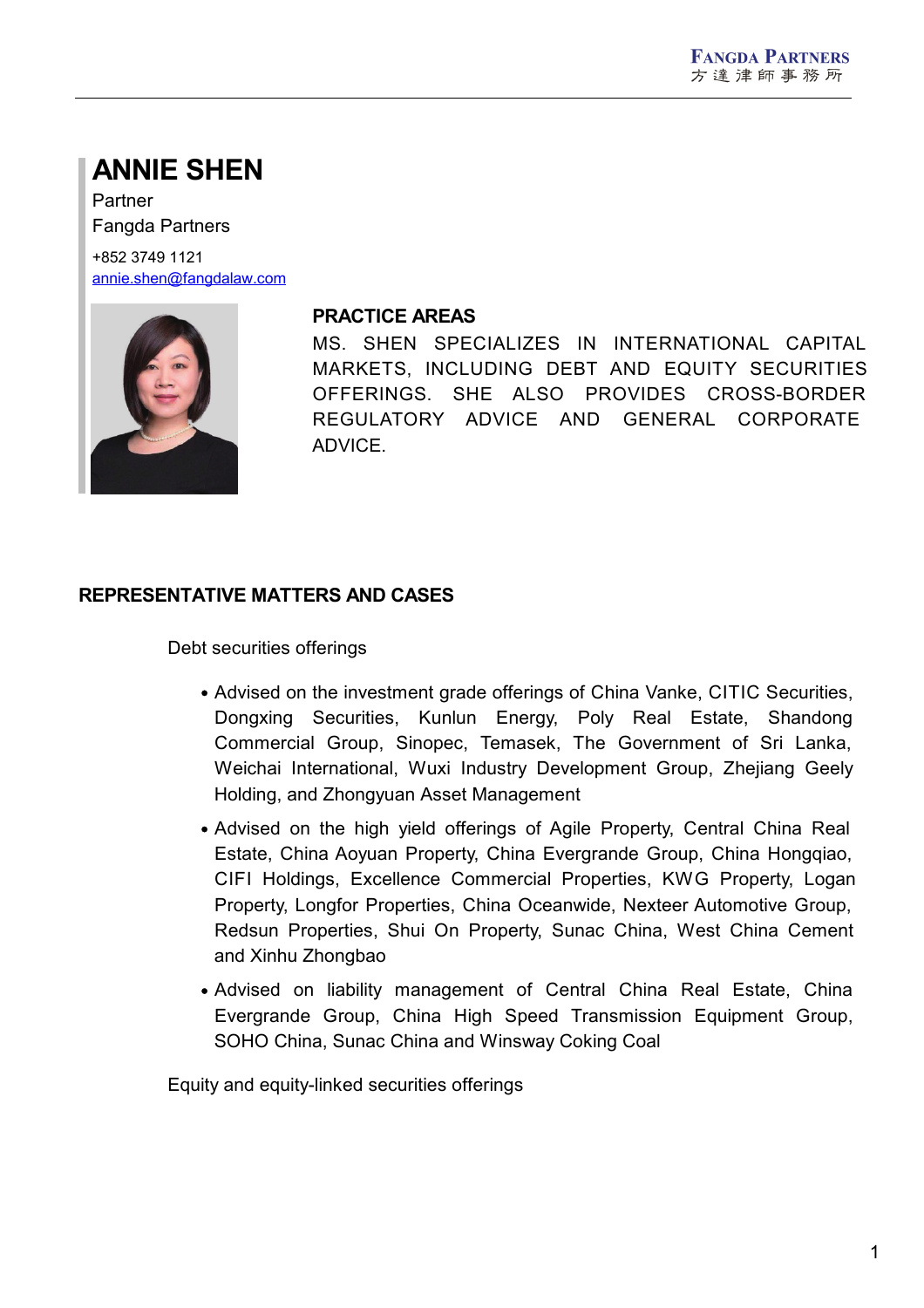# ANNIE SHEN

Partner
Fangda Partners

+852 3749 1121
annie.shen@fangdalaw.com

## PRACTICE AREAS

MS. SHEN SPECIALIZES IN INTERNATIONAL CAPITAL MARKETS, INCLUDING DEBT AND EQUITY SECURITIES OFFERINGS. SHE ALSO PROVIDES CROSS-BORDER REGULATORY ADVICE AND GENERAL CORPORATE ADVICE.

## REPRESENTATIVE MATTERS AND CASES

Debt securities offerings

- Advised on the investment grade offerings of China Vanke, CITIC Securities, Dongxing Securities, Kunlun Energy, Poly Real Estate, Shandong Commercial Group, Sinopec, Temasek, The Government of Sri Lanka, Weichai International, Wuxi Industry Development Group, Zhejiang Geely Holding, and Zhongyuan Asset Management
- Advised on the high yield offerings of Agile Property, Central China Real Estate, China Aoyuan Property, China Evergrande Group, China Hongqiao, CIFI Holdings, Excellence Commercial Properties, KWG Property, Logan Property, Longfor Properties, China Oceanwide, Nexteer Automotive Group, Redsun Properties, Shui On Property, Sunac China, West China Cement and Xinhu Zhongbao
- Advised on liability management of Central China Real Estate, China Evergrande Group, China High Speed Transmission Equipment Group, SOHO China, Sunac China and Winsway Coking Coal

Equity and equity-linked securities offerings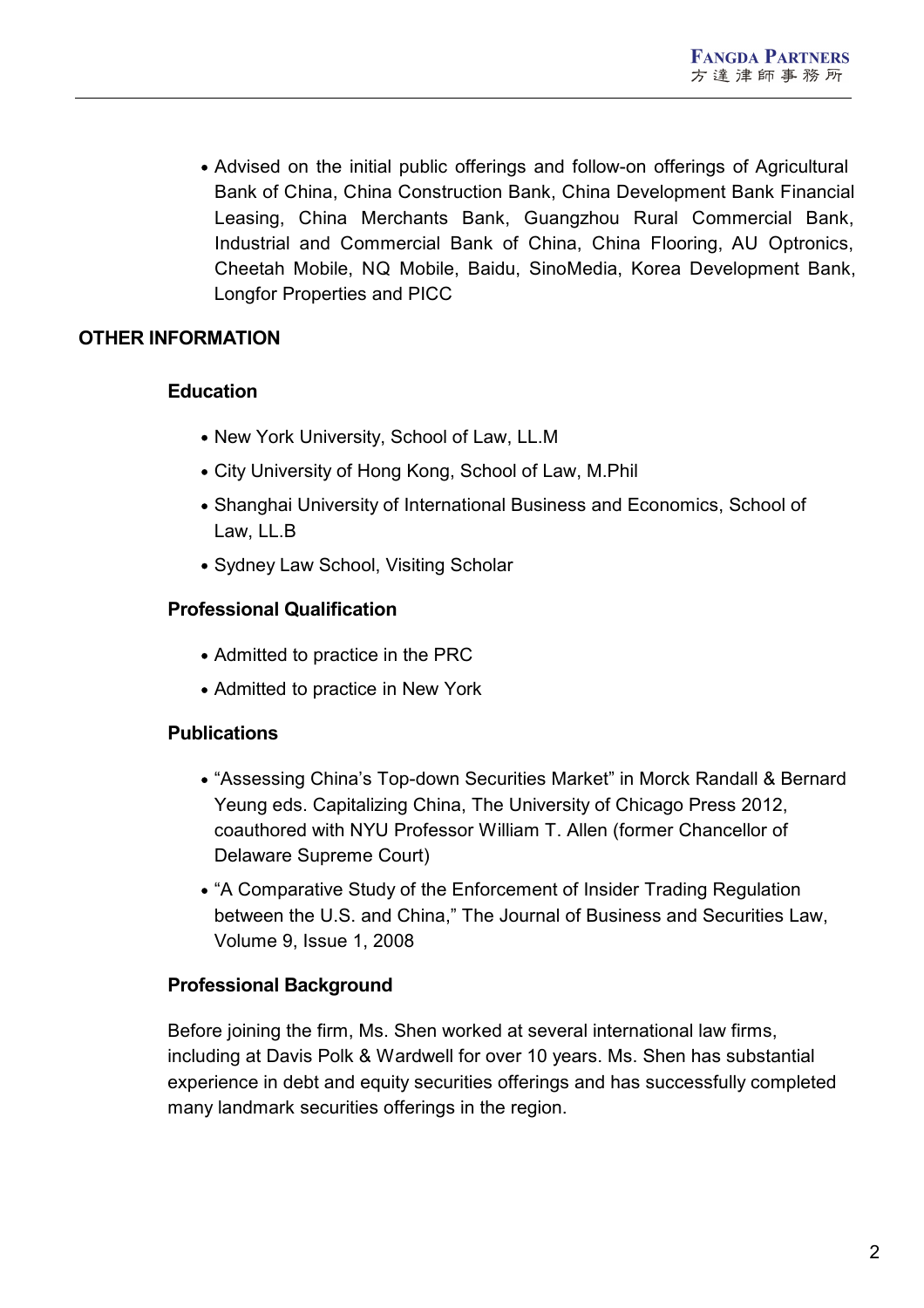- Advised on the initial public offerings and follow-on offerings of Agricultural Bank of China, China Construction Bank, China Development Bank Financial Leasing, China Merchants Bank, Guangzhou Rural Commercial Bank, Industrial and Commercial Bank of China, China Flooring, AU Optronics, Cheetah Mobile, NQ Mobile, Baidu, SinoMedia, Korea Development Bank, Longfor Properties and PICC

## OTHER INFORMATION

### Education

- New York University, School of Law, LL.M
- City University of Hong Kong, School of Law, M.Phil
- Shanghai University of International Business and Economics, School of Law, LL.B
- Sydney Law School, Visiting Scholar

### Professional Qualification

- Admitted to practice in the PRC
- Admitted to practice in New York

### Publications

- “Assessing China’s Top-down Securities Market” in Morck Randall & Bernard Yeung eds. Capitalizing China, The University of Chicago Press 2012, coauthored with NYU Professor William T. Allen (former Chancellor of Delaware Supreme Court)
- “A Comparative Study of the Enforcement of Insider Trading Regulation between the U.S. and China,” The Journal of Business and Securities Law, Volume 9, Issue 1, 2008

### Professional Background

Before joining the firm, Ms. Shen worked at several international law firms, including at Davis Polk & Wardwell for over 10 years. Ms. Shen has substantial experience in debt and equity securities offerings and has successfully completed many landmark securities offerings in the region.